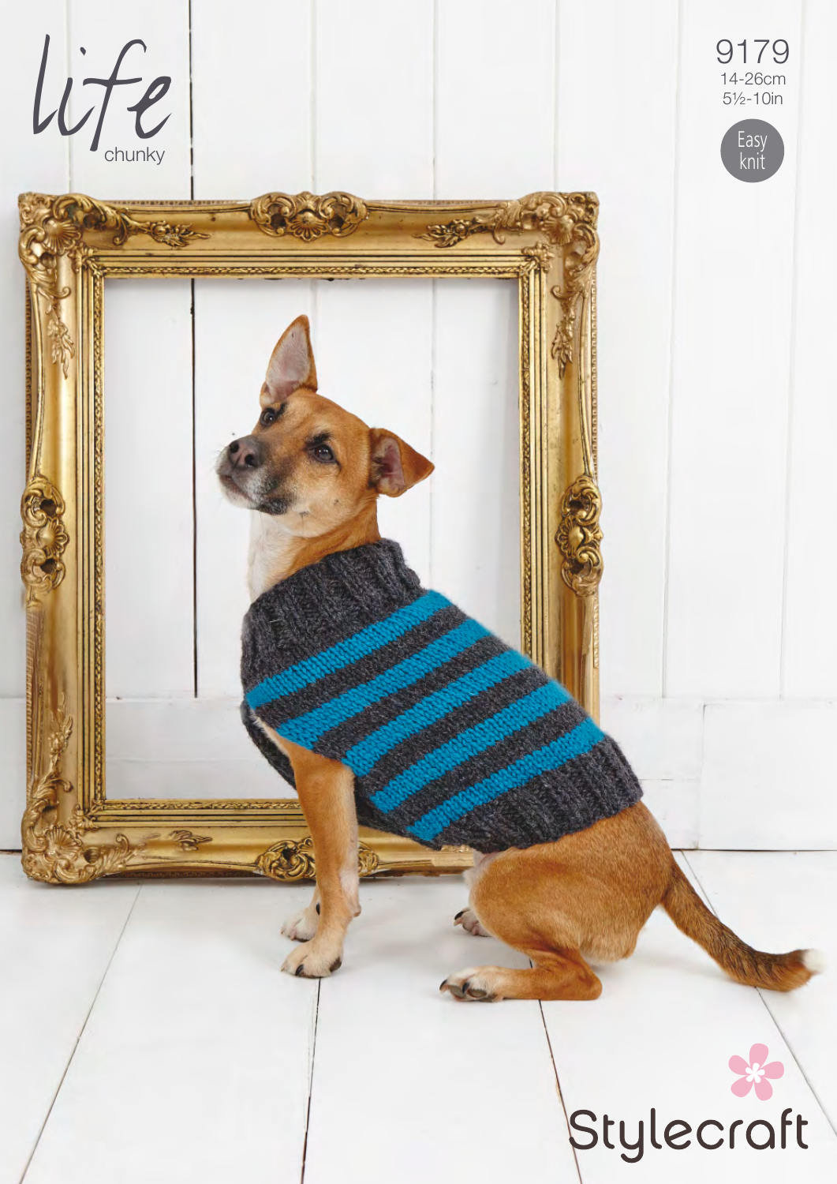life

chunky

9179

14-26cm

5½-10in

Easy knit

Stylecraft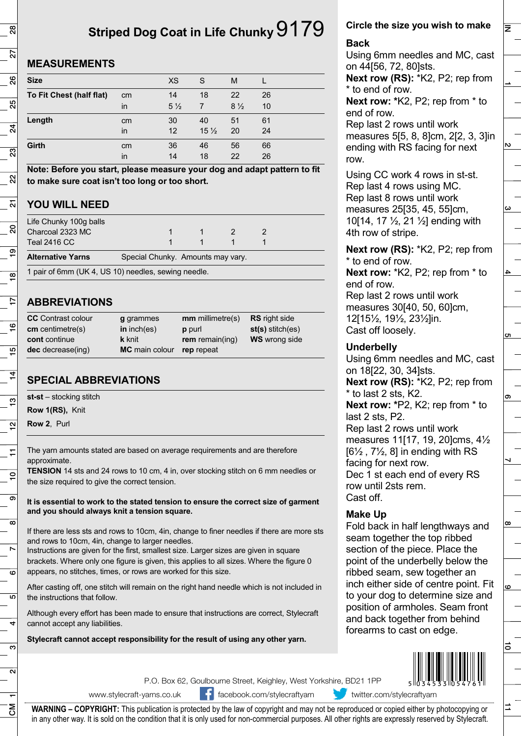# Striped Dog Coat in Life Chunky 9179

## MEASUREMENTS

| Size | | XS | S | M | L |
|---|---|---|---|---|---|
| To Fit Chest (half flat) | cm | 14 | 18 | 22 | 26 |
| | in | 5 ½ | 7 | 8 ½ | 10 |
| Length | cm | 30 | 40 | 51 | 61 |
| | in | 12 | 15 ½ | 20 | 24 |
| Girth | cm | 36 | 46 | 56 | 66 |
| | in | 14 | 18 | 22 | 26 |

**Note: Before you start, please measure your dog and adapt pattern to fit to make sure coat isn't too long or too short.**

## YOU WILL NEED

| | | | | |
|---|---|---|---|---|
| Life Chunky 100g balls | | | | |
| Charcoal 2323 MC | 1 | 1 | 2 | 2 |
| Teal 2416 CC | 1 | 1 | 1 | 1 |

**Alternative Yarns** Special Chunky. Amounts may vary.

1 pair of 6mm (UK 4, US 10) needles, sewing needle.

## ABBREVIATIONS

| | | | |
|---|---|---|---|
| **CC** Contrast colour | **g** grammes | **mm** millimetre(s) | **RS** right side |
| **cm** centimetre(s) | **in** inch(es) | **p** purl | **st(s)** stitch(es) |
| **cont** continue | **k** knit | **rem** remain(ing) | **WS** wrong side |
| **dec** decrease(ing) | **MC** main colour | **rep** repeat | |

## SPECIAL ABBREVIATIONS

**st-st** – stocking stitch

**Row 1(RS),** Knit

**Row 2,** Purl

The yarn amounts stated are based on average requirements and are therefore approximate.

**TENSION** 14 sts and 24 rows to 10 cm, 4 in, over stocking stitch on 6 mm needles or the size required to give the correct tension.

**It is essential to work to the stated tension to ensure the correct size of garment and you should always knit a tension square.**

If there are less sts and rows to 10cm, 4in, change to finer needles if there are more sts and rows to 10cm, 4in, change to larger needles.

Instructions are given for the first, smallest size. Larger sizes are given in square brackets. Where only one figure is given, this applies to all sizes. Where the figure 0 appears, no stitches, times, or rows are worked for this size.

After casting off, one stitch will remain on the right hand needle which is not included in the instructions that follow.

Although every effort has been made to ensure that instructions are correct, Stylecraft cannot accept any liabilities.

**Stylecraft cannot accept responsibility for the result of using any other yarn.**

**Circle the size you wish to make**

### Back

Using 6mm needles and MC, cast on 44[56, 72, 80]sts.

**Next row (RS):** *K2, P2; rep from * to end of row.

**Next row:** *K2, P2; rep from * to end of row.

Rep last 2 rows until work measures 5[5, 8, 8]cm, 2[2, 3, 3]in ending with RS facing for next row.

Using CC work 4 rows in st-st.

Rep last 4 rows using MC.

Rep last 8 rows until work measures 25[35, 45, 55]cm, 10[14, 17 ½, 21 ½] ending with 4th row of stripe.

**Next row (RS):** *K2, P2; rep from * to end of row.

**Next row:** *K2, P2; rep from * to end of row.

Rep last 2 rows until work measures 30[40, 50, 60]cm, 12[15½, 19½, 23½]in.

Cast off loosely.

### Underbelly

Using 6mm needles and MC, cast on 18[22, 30, 34]sts.

**Next row (RS):** *K2, P2; rep from * to last 2 sts, K2.

**Next row:** *P2, K2; rep from * to last 2 sts, P2.

Rep last 2 rows until work measures 11[17, 19, 20]cms, 4½ [6½ , 7½, 8] in ending with RS facing for next row.

Dec 1 st each end of every RS row until 2sts rem.

Cast off.

### Make Up

Fold back in half lengthways and seam together the top ribbed section of the piece. Place the point of the underbelly below the ribbed seam, sew together an inch either side of centre point. Fit to your dog to determine size and position of armholes. Seam front and back together from behind forearms to cast on edge.

P.O. Box 62, Goulbourne Street, Keighley, West Yorkshire, BD21 1PP

www.stylecraft-yarns.co.uk facebook.com/stylecraftyarn twitter.com/stylecraftyarn

**WARNING – COPYRIGHT:** This publication is protected by the law of copyright and may not be reproduced or copied either by photocopying or in any other way. It is sold on the condition that it is only used for non-commercial purposes. All other rights are expressly reserved by Stylecraft.